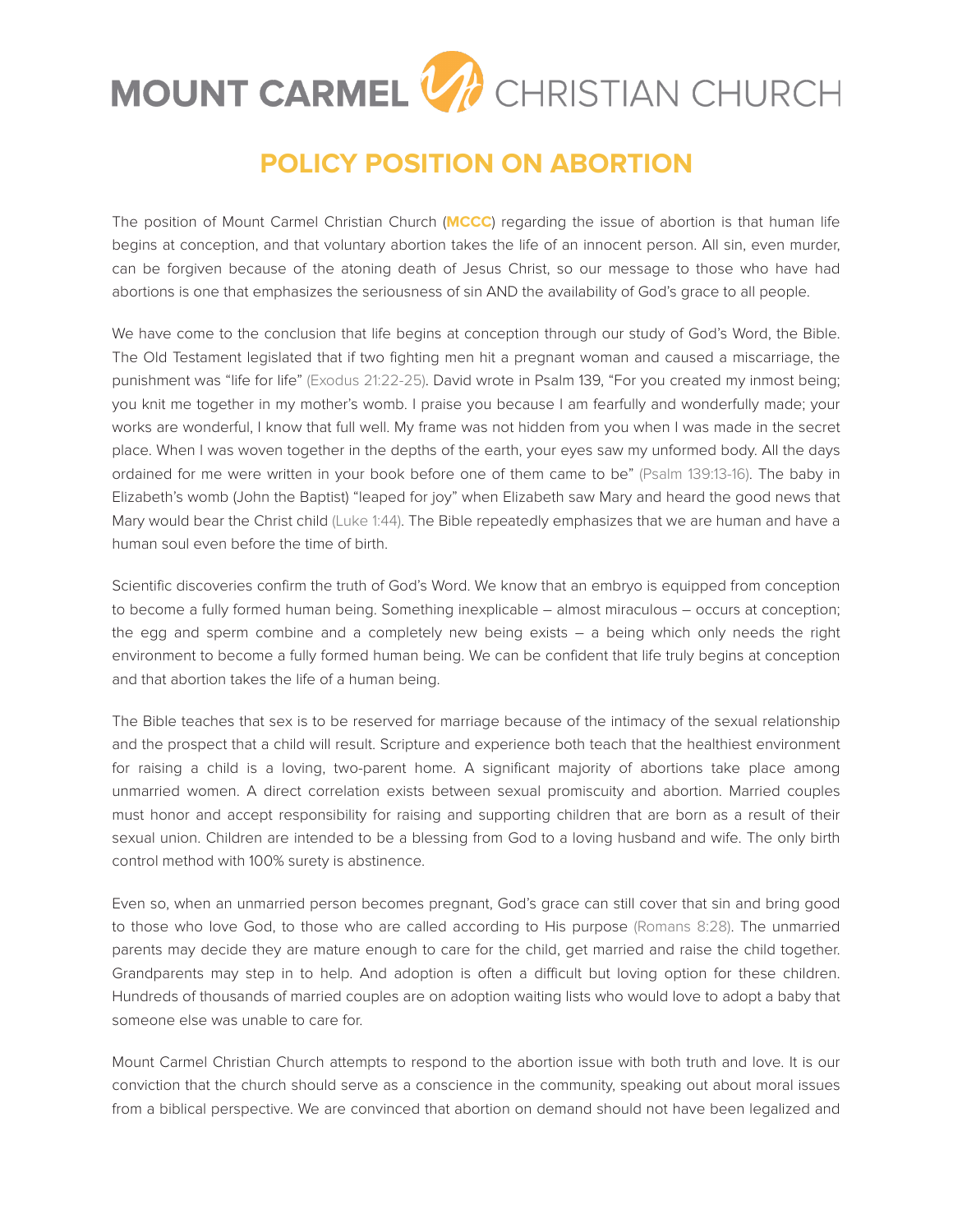# MOUNT CARMEL CHRISTIAN CHURCH

## POLICY POSITION ON ABORTION

The position of Mount Carmel Christian Church (**MCCC**) regarding the issue of abortion is that human life begins at conception, and that voluntary abortion takes the life of an innocent person. All sin, even murder, can be forgiven because of the atoning death of Jesus Christ, so our message to those who have had abortions is one that emphasizes the seriousness of sin AND the availability of God's grace to all people.

We have come to the conclusion that life begins at conception through our study of God's Word, the Bible. The Old Testament legislated that if two fighting men hit a pregnant woman and caused a miscarriage, the punishment was "life for life" (Exodus 21:22-25). David wrote in Psalm 139, "For you created my inmost being; you knit me together in my mother's womb. I praise you because I am fearfully and wonderfully made; your works are wonderful, I know that full well. My frame was not hidden from you when I was made in the secret place. When I was woven together in the depths of the earth, your eyes saw my unformed body. All the days ordained for me were written in your book before one of them came to be" (Psalm 139:13-16). The baby in Elizabeth's womb (John the Baptist) "leaped for joy" when Elizabeth saw Mary and heard the good news that Mary would bear the Christ child (Luke 1:44). The Bible repeatedly emphasizes that we are human and have a human soul even before the time of birth.

Scientific discoveries confirm the truth of God's Word. We know that an embryo is equipped from conception to become a fully formed human being. Something inexplicable – almost miraculous – occurs at conception; the egg and sperm combine and a completely new being exists – a being which only needs the right environment to become a fully formed human being. We can be confident that life truly begins at conception and that abortion takes the life of a human being.

The Bible teaches that sex is to be reserved for marriage because of the intimacy of the sexual relationship and the prospect that a child will result. Scripture and experience both teach that the healthiest environment for raising a child is a loving, two-parent home. A significant majority of abortions take place among unmarried women. A direct correlation exists between sexual promiscuity and abortion. Married couples must honor and accept responsibility for raising and supporting children that are born as a result of their sexual union. Children are intended to be a blessing from God to a loving husband and wife. The only birth control method with 100% surety is abstinence.

Even so, when an unmarried person becomes pregnant, God's grace can still cover that sin and bring good to those who love God, to those who are called according to His purpose (Romans 8:28). The unmarried parents may decide they are mature enough to care for the child, get married and raise the child together. Grandparents may step in to help. And adoption is often a difficult but loving option for these children. Hundreds of thousands of married couples are on adoption waiting lists who would love to adopt a baby that someone else was unable to care for.

Mount Carmel Christian Church attempts to respond to the abortion issue with both truth and love. It is our conviction that the church should serve as a conscience in the community, speaking out about moral issues from a biblical perspective. We are convinced that abortion on demand should not have been legalized and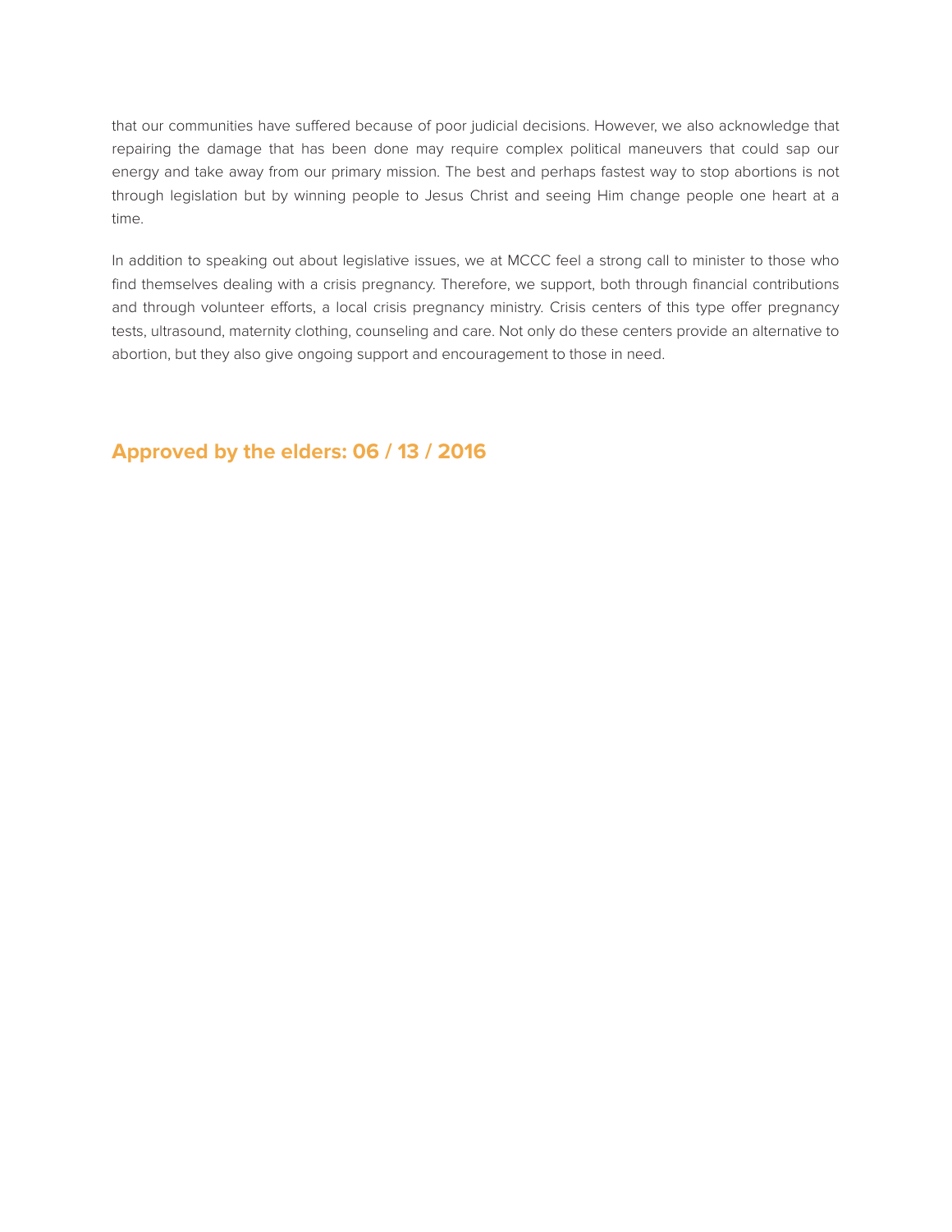that our communities have suffered because of poor judicial decisions. However, we also acknowledge that repairing the damage that has been done may require complex political maneuvers that could sap our energy and take away from our primary mission. The best and perhaps fastest way to stop abortions is not through legislation but by winning people to Jesus Christ and seeing Him change people one heart at a time.

In addition to speaking out about legislative issues, we at MCCC feel a strong call to minister to those who find themselves dealing with a crisis pregnancy. Therefore, we support, both through financial contributions and through volunteer efforts, a local crisis pregnancy ministry. Crisis centers of this type offer pregnancy tests, ultrasound, maternity clothing, counseling and care. Not only do these centers provide an alternative to abortion, but they also give ongoing support and encouragement to those in need.

**Approved by the elders: 06 / 13 / 2016**